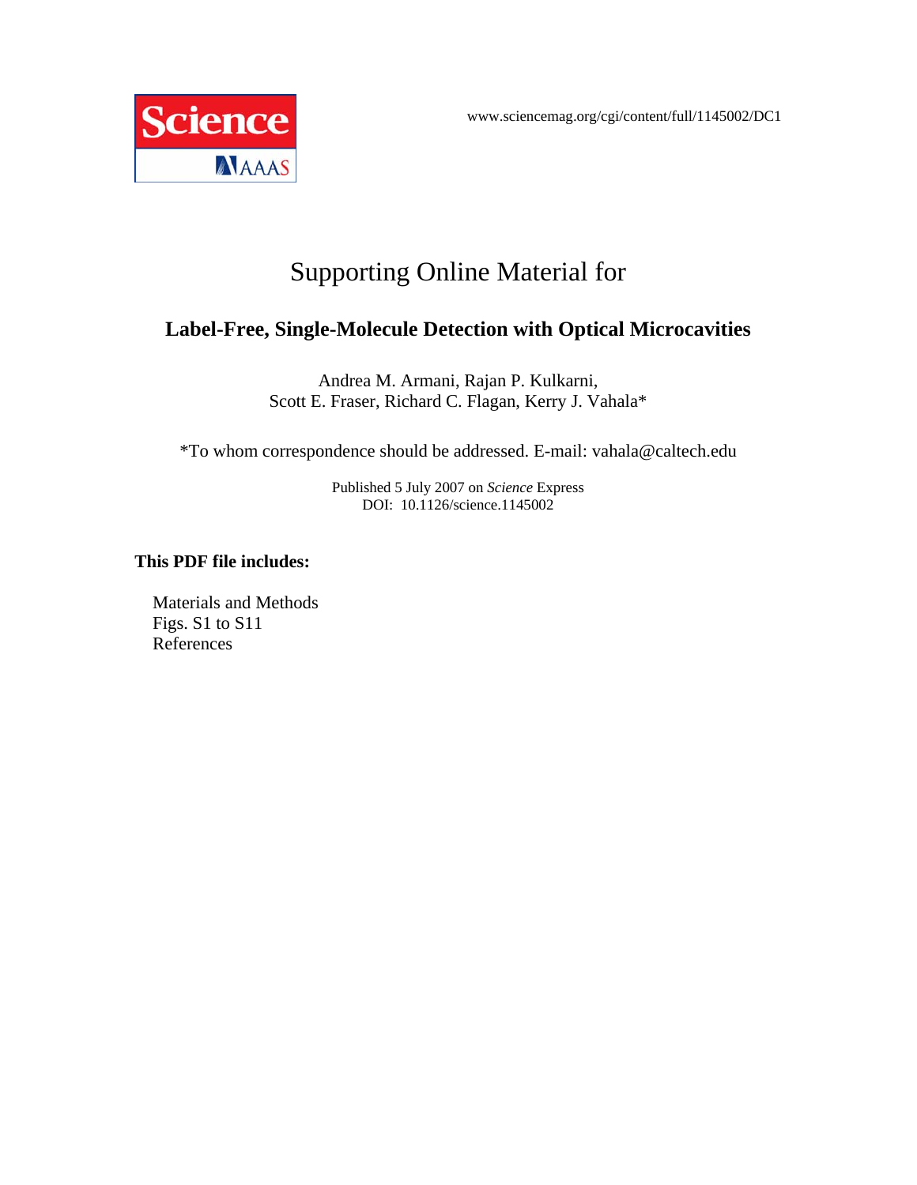www.sciencemag.org/cgi/content/full/1145002/DC1

# Supporting Online Material for

## Label-Free, Single-Molecule Detection with Optical Microcavities

Andrea M. Armani, Rajan P. Kulkarni,
Scott E. Fraser, Richard C. Flagan, Kerry J. Vahala*

*To whom correspondence should be addressed. E-mail: vahala@caltech.edu

Published 5 July 2007 on *Science* Express
DOI: 10.1126/science.1145002

**This PDF file includes:**

Materials and Methods
Figs. S1 to S11
References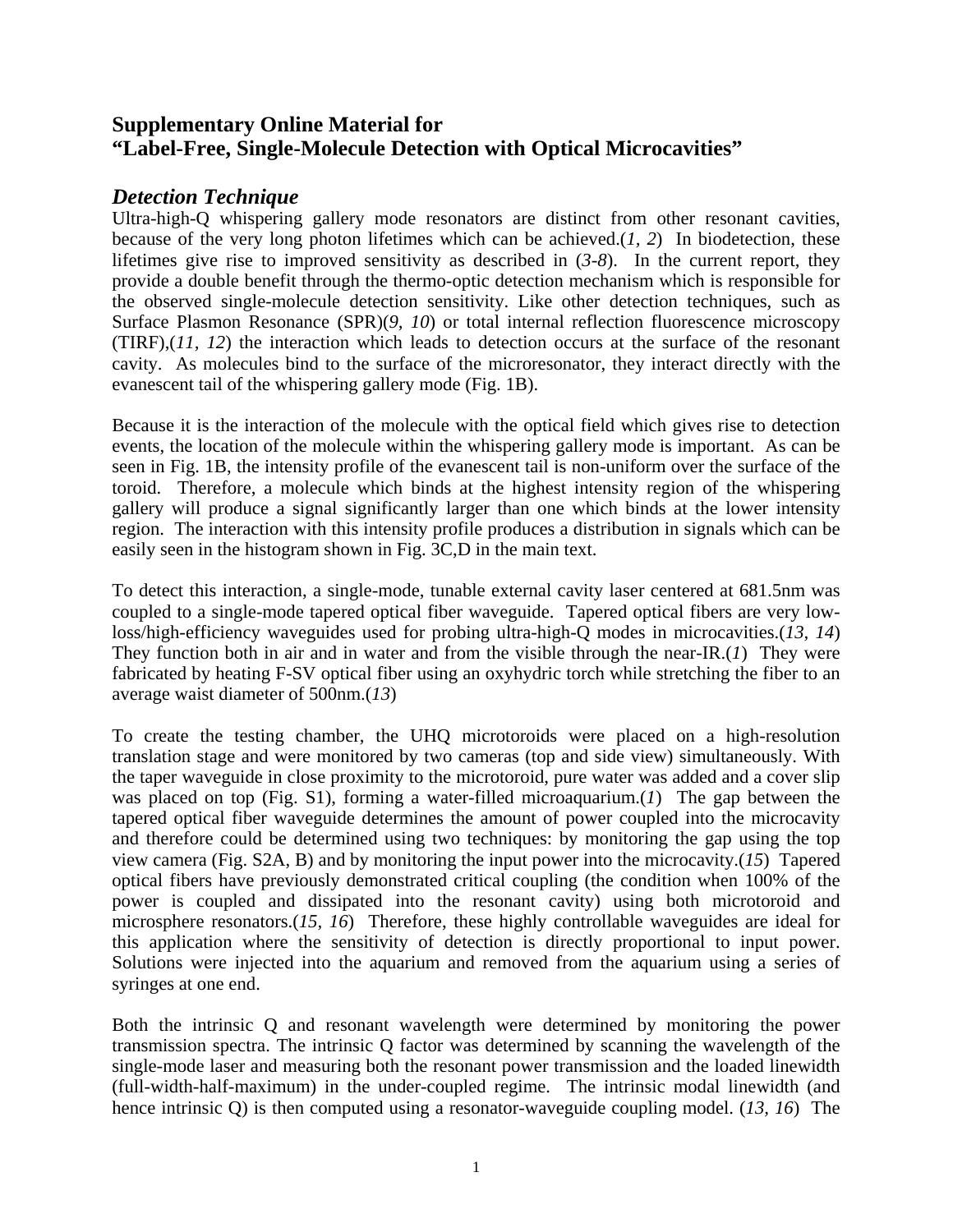# Supplementary Online Material for "Label-Free, Single-Molecule Detection with Optical Microcavities"

## *Detection Technique*

Ultra-high-Q whispering gallery mode resonators are distinct from other resonant cavities, because of the very long photon lifetimes which can be achieved.(*1, 2*) In biodetection, these lifetimes give rise to improved sensitivity as described in (*3-8*). In the current report, they provide a double benefit through the thermo-optic detection mechanism which is responsible for the observed single-molecule detection sensitivity. Like other detection techniques, such as Surface Plasmon Resonance (SPR)(*9, 10*) or total internal reflection fluorescence microscopy (TIRF),(*11, 12*) the interaction which leads to detection occurs at the surface of the resonant cavity. As molecules bind to the surface of the microresonator, they interact directly with the evanescent tail of the whispering gallery mode (Fig. 1B).

Because it is the interaction of the molecule with the optical field which gives rise to detection events, the location of the molecule within the whispering gallery mode is important. As can be seen in Fig. 1B, the intensity profile of the evanescent tail is non-uniform over the surface of the toroid. Therefore, a molecule which binds at the highest intensity region of the whispering gallery will produce a signal significantly larger than one which binds at the lower intensity region. The interaction with this intensity profile produces a distribution in signals which can be easily seen in the histogram shown in Fig. 3C,D in the main text.

To detect this interaction, a single-mode, tunable external cavity laser centered at 681.5nm was coupled to a single-mode tapered optical fiber waveguide. Tapered optical fibers are very low-loss/high-efficiency waveguides used for probing ultra-high-Q modes in microcavities.(*13, 14*) They function both in air and in water and from the visible through the near-IR.(*1*) They were fabricated by heating F-SV optical fiber using an oxyhydric torch while stretching the fiber to an average waist diameter of 500nm.(*13*)

To create the testing chamber, the UHQ microtoroids were placed on a high-resolution translation stage and were monitored by two cameras (top and side view) simultaneously. With the taper waveguide in close proximity to the microtoroid, pure water was added and a cover slip was placed on top (Fig. S1), forming a water-filled microaquarium.(*1*) The gap between the tapered optical fiber waveguide determines the amount of power coupled into the microcavity and therefore could be determined using two techniques: by monitoring the gap using the top view camera (Fig. S2A, B) and by monitoring the input power into the microcavity.(*15*) Tapered optical fibers have previously demonstrated critical coupling (the condition when 100% of the power is coupled and dissipated into the resonant cavity) using both microtoroid and microsphere resonators.(*15, 16*) Therefore, these highly controllable waveguides are ideal for this application where the sensitivity of detection is directly proportional to input power. Solutions were injected into the aquarium and removed from the aquarium using a series of syringes at one end.

Both the intrinsic Q and resonant wavelength were determined by monitoring the power transmission spectra. The intrinsic Q factor was determined by scanning the wavelength of the single-mode laser and measuring both the resonant power transmission and the loaded linewidth (full-width-half-maximum) in the under-coupled regime. The intrinsic modal linewidth (and hence intrinsic Q) is then computed using a resonator-waveguide coupling model. (*13, 16*) The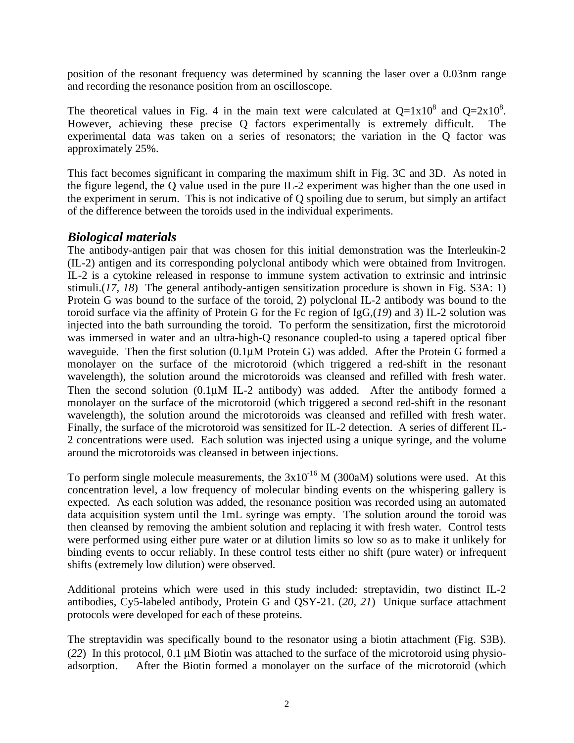position of the resonant frequency was determined by scanning the laser over a 0.03nm range and recording the resonance position from an oscilloscope.

The theoretical values in Fig. 4 in the main text were calculated at Q=1x10$^8$ and Q=2x10$^8$. However, achieving these precise Q factors experimentally is extremely difficult. The experimental data was taken on a series of resonators; the variation in the Q factor was approximately 25%.

This fact becomes significant in comparing the maximum shift in Fig. 3C and 3D. As noted in the figure legend, the Q value used in the pure IL-2 experiment was higher than the one used in the experiment in serum. This is not indicative of Q spoiling due to serum, but simply an artifact of the difference between the toroids used in the individual experiments.

## *Biological materials*

The antibody-antigen pair that was chosen for this initial demonstration was the Interleukin-2 (IL-2) antigen and its corresponding polyclonal antibody which were obtained from Invitrogen. IL-2 is a cytokine released in response to immune system activation to extrinsic and intrinsic stimuli.(*17, 18*) The general antibody-antigen sensitization procedure is shown in Fig. S3A: 1) Protein G was bound to the surface of the toroid, 2) polyclonal IL-2 antibody was bound to the toroid surface via the affinity of Protein G for the Fc region of IgG,(*19*) and 3) IL-2 solution was injected into the bath surrounding the toroid. To perform the sensitization, first the microtoroid was immersed in water and an ultra-high-Q resonance coupled-to using a tapered optical fiber waveguide. Then the first solution (0.1µM Protein G) was added. After the Protein G formed a monolayer on the surface of the microtoroid (which triggered a red-shift in the resonant wavelength), the solution around the microtoroids was cleansed and refilled with fresh water. Then the second solution (0.1µM IL-2 antibody) was added. After the antibody formed a monolayer on the surface of the microtoroid (which triggered a second red-shift in the resonant wavelength), the solution around the microtoroids was cleansed and refilled with fresh water. Finally, the surface of the microtoroid was sensitized for IL-2 detection. A series of different IL-2 concentrations were used. Each solution was injected using a unique syringe, and the volume around the microtoroids was cleansed in between injections.

To perform single molecule measurements, the 3x10$^{-16}$ M (300aM) solutions were used. At this concentration level, a low frequency of molecular binding events on the whispering gallery is expected. As each solution was added, the resonance position was recorded using an automated data acquisition system until the 1mL syringe was empty. The solution around the toroid was then cleansed by removing the ambient solution and replacing it with fresh water. Control tests were performed using either pure water or at dilution limits so low so as to make it unlikely for binding events to occur reliably. In these control tests either no shift (pure water) or infrequent shifts (extremely low dilution) were observed.

Additional proteins which were used in this study included: streptavidin, two distinct IL-2 antibodies, Cy5-labeled antibody, Protein G and QSY-21. (*20, 21*) Unique surface attachment protocols were developed for each of these proteins.

The streptavidin was specifically bound to the resonator using a biotin attachment (Fig. S3B). (*22*) In this protocol, 0.1 µM Biotin was attached to the surface of the microtoroid using physio-adsorption. After the Biotin formed a monolayer on the surface of the microtoroid (which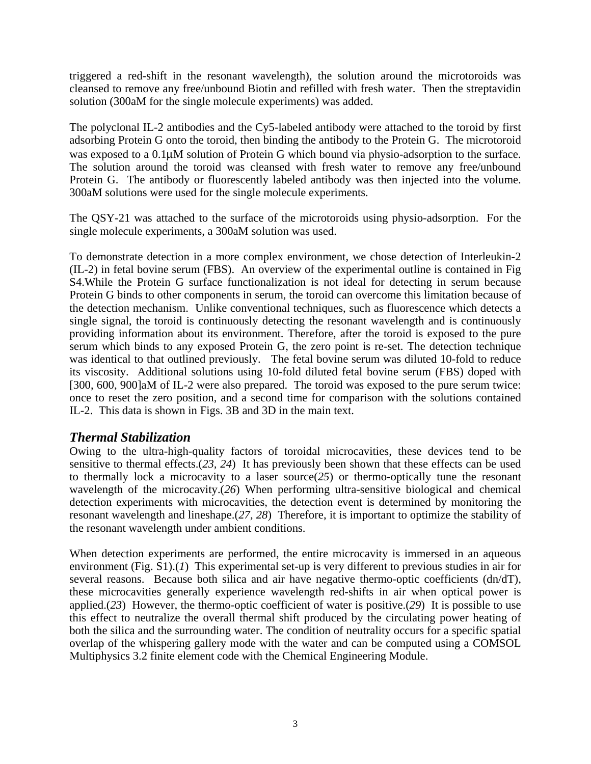triggered a red-shift in the resonant wavelength), the solution around the microtoroids was cleansed to remove any free/unbound Biotin and refilled with fresh water. Then the streptavidin solution (300aM for the single molecule experiments) was added.

The polyclonal IL-2 antibodies and the Cy5-labeled antibody were attached to the toroid by first adsorbing Protein G onto the toroid, then binding the antibody to the Protein G. The microtoroid was exposed to a 0.1μM solution of Protein G which bound via physio-adsorption to the surface. The solution around the toroid was cleansed with fresh water to remove any free/unbound Protein G. The antibody or fluorescently labeled antibody was then injected into the volume. 300aM solutions were used for the single molecule experiments.

The QSY-21 was attached to the surface of the microtoroids using physio-adsorption. For the single molecule experiments, a 300aM solution was used.

To demonstrate detection in a more complex environment, we chose detection of Interleukin-2 (IL-2) in fetal bovine serum (FBS). An overview of the experimental outline is contained in Fig S4.While the Protein G surface functionalization is not ideal for detecting in serum because Protein G binds to other components in serum, the toroid can overcome this limitation because of the detection mechanism. Unlike conventional techniques, such as fluorescence which detects a single signal, the toroid is continuously detecting the resonant wavelength and is continuously providing information about its environment. Therefore, after the toroid is exposed to the pure serum which binds to any exposed Protein G, the zero point is re-set. The detection technique was identical to that outlined previously. The fetal bovine serum was diluted 10-fold to reduce its viscosity. Additional solutions using 10-fold diluted fetal bovine serum (FBS) doped with [300, 600, 900]aM of IL-2 were also prepared. The toroid was exposed to the pure serum twice: once to reset the zero position, and a second time for comparison with the solutions contained IL-2. This data is shown in Figs. 3B and 3D in the main text.

## *Thermal Stabilization*

Owing to the ultra-high-quality factors of toroidal microcavities, these devices tend to be sensitive to thermal effects.(*23, 24*) It has previously been shown that these effects can be used to thermally lock a microcavity to a laser source(*25*) or thermo-optically tune the resonant wavelength of the microcavity.(*26*) When performing ultra-sensitive biological and chemical detection experiments with microcavities, the detection event is determined by monitoring the resonant wavelength and lineshape.(*27, 28*) Therefore, it is important to optimize the stability of the resonant wavelength under ambient conditions.

When detection experiments are performed, the entire microcavity is immersed in an aqueous environment (Fig. S1).(*1*) This experimental set-up is very different to previous studies in air for several reasons. Because both silica and air have negative thermo-optic coefficients (dn/dT), these microcavities generally experience wavelength red-shifts in air when optical power is applied.(*23*) However, the thermo-optic coefficient of water is positive.(*29*) It is possible to use this effect to neutralize the overall thermal shift produced by the circulating power heating of both the silica and the surrounding water. The condition of neutrality occurs for a specific spatial overlap of the whispering gallery mode with the water and can be computed using a COMSOL Multiphysics 3.2 finite element code with the Chemical Engineering Module.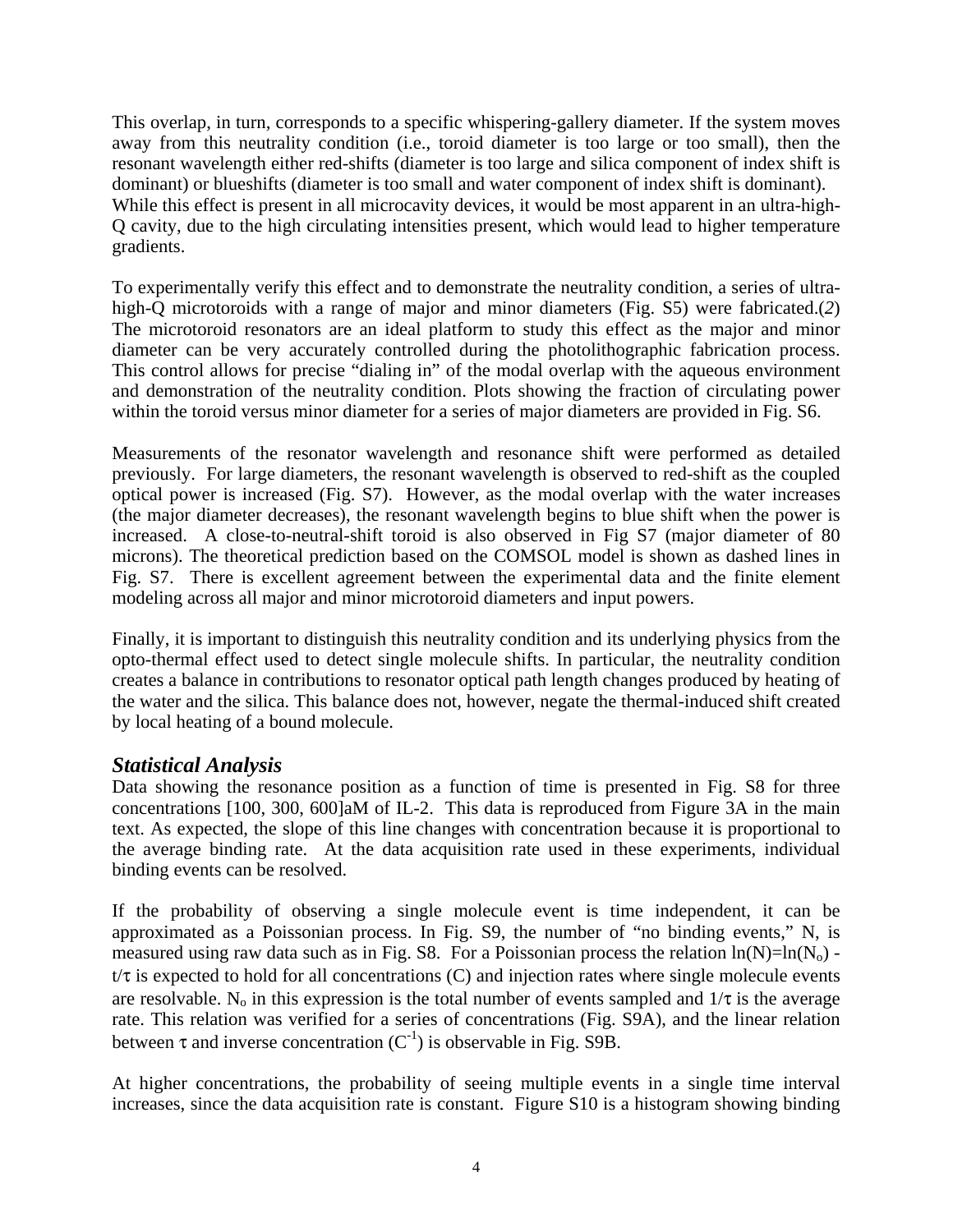This overlap, in turn, corresponds to a specific whispering-gallery diameter. If the system moves away from this neutrality condition (i.e., toroid diameter is too large or too small), then the resonant wavelength either red-shifts (diameter is too large and silica component of index shift is dominant) or blueshifts (diameter is too small and water component of index shift is dominant). While this effect is present in all microcavity devices, it would be most apparent in an ultra-high-Q cavity, due to the high circulating intensities present, which would lead to higher temperature gradients.

To experimentally verify this effect and to demonstrate the neutrality condition, a series of ultra-high-Q microtoroids with a range of major and minor diameters (Fig. S5) were fabricated.(*2*) The microtoroid resonators are an ideal platform to study this effect as the major and minor diameter can be very accurately controlled during the photolithographic fabrication process. This control allows for precise "dialing in" of the modal overlap with the aqueous environment and demonstration of the neutrality condition. Plots showing the fraction of circulating power within the toroid versus minor diameter for a series of major diameters are provided in Fig. S6.

Measurements of the resonator wavelength and resonance shift were performed as detailed previously. For large diameters, the resonant wavelength is observed to red-shift as the coupled optical power is increased (Fig. S7). However, as the modal overlap with the water increases (the major diameter decreases), the resonant wavelength begins to blue shift when the power is increased. A close-to-neutral-shift toroid is also observed in Fig S7 (major diameter of 80 microns). The theoretical prediction based on the COMSOL model is shown as dashed lines in Fig. S7. There is excellent agreement between the experimental data and the finite element modeling across all major and minor microtoroid diameters and input powers.

Finally, it is important to distinguish this neutrality condition and its underlying physics from the opto-thermal effect used to detect single molecule shifts. In particular, the neutrality condition creates a balance in contributions to resonator optical path length changes produced by heating of the water and the silica. This balance does not, however, negate the thermal-induced shift created by local heating of a bound molecule.

### *Statistical Analysis*

Data showing the resonance position as a function of time is presented in Fig. S8 for three concentrations [100, 300, 600]aM of IL-2. This data is reproduced from Figure 3A in the main text. As expected, the slope of this line changes with concentration because it is proportional to the average binding rate. At the data acquisition rate used in these experiments, individual binding events can be resolved.

If the probability of observing a single molecule event is time independent, it can be approximated as a Poissonian process. In Fig. S9, the number of "no binding events," N, is measured using raw data such as in Fig. S8. For a Poissonian process the relation $\ln(N)=\ln(N_o) - t/\tau$ is expected to hold for all concentrations (C) and injection rates where single molecule events are resolvable. $N_o$ in this expression is the total number of events sampled and $1/\tau$ is the average rate. This relation was verified for a series of concentrations (Fig. S9A), and the linear relation between $\tau$ and inverse concentration ($C^{-1}$) is observable in Fig. S9B.

At higher concentrations, the probability of seeing multiple events in a single time interval increases, since the data acquisition rate is constant. Figure S10 is a histogram showing binding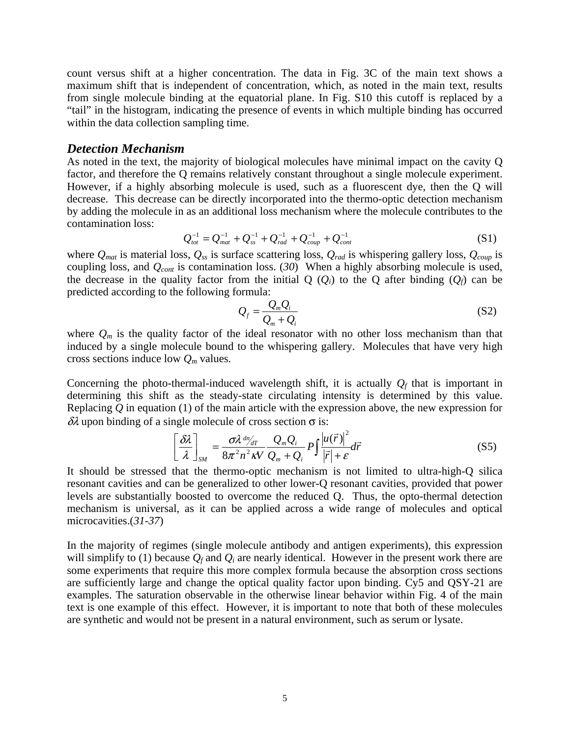count versus shift at a higher concentration. The data in Fig. 3C of the main text shows a maximum shift that is independent of concentration, which, as noted in the main text, results from single molecule binding at the equatorial plane. In Fig. S10 this cutoff is replaced by a “tail” in the histogram, indicating the presence of events in which multiple binding has occurred within the data collection sampling time.

## *Detection Mechanism*

As noted in the text, the majority of biological molecules have minimal impact on the cavity Q factor, and therefore the Q remains relatively constant throughout a single molecule experiment. However, if a highly absorbing molecule is used, such as a fluorescent dye, then the Q will decrease. This decrease can be directly incorporated into the thermo-optic detection mechanism by adding the molecule in as an additional loss mechanism where the molecule contributes to the contamination loss:

$$Q_{tot}^{-1} = Q_{mat}^{-1} + Q_{ss}^{-1} + Q_{rad}^{-1} + Q_{coup}^{-1} + Q_{cont}^{-1} \tag{S1}$$

where $Q_{mat}$ is material loss, $Q_{ss}$ is surface scattering loss, $Q_{rad}$ is whispering gallery loss, $Q_{coup}$ is coupling loss, and $Q_{cont}$ is contamination loss. (*30*) When a highly absorbing molecule is used, the decrease in the quality factor from the initial Q ($Q_i$) to the Q after binding ($Q_f$) can be predicted according to the following formula:

$$Q_f = \frac{Q_m Q_i}{Q_m + Q_i} \tag{S2}$$

where $Q_m$ is the quality factor of the ideal resonator with no other loss mechanism than that induced by a single molecule bound to the whispering gallery. Molecules that have very high cross sections induce low $Q_m$ values.

Concerning the photo-thermal-induced wavelength shift, it is actually $Q_f$ that is important in determining this shift as the steady-state circulating intensity is determined by this value. Replacing $Q$ in equation (1) of the main article with the expression above, the new expression for $\delta\lambda$ upon binding of a single molecule of cross section $\sigma$ is:

$$\left[\frac{\delta\lambda}{\lambda}\right]_{SM} = \frac{\sigma\lambda \, {}^{dn}\!/_{dT}}{8\pi^2 n^2 \kappa V} \frac{Q_m Q_i}{Q_m + Q_i} P \int \frac{\left|u(\vec{r})\right|^2}{\left|\vec{r}\right| + \varepsilon} d\vec{r} \tag{S5}$$

It should be stressed that the thermo-optic mechanism is not limited to ultra-high-Q silica resonant cavities and can be generalized to other lower-Q resonant cavities, provided that power levels are substantially boosted to overcome the reduced Q. Thus, the opto-thermal detection mechanism is universal, as it can be applied across a wide range of molecules and optical microcavities.(*31-37*)

In the majority of regimes (single molecule antibody and antigen experiments), this expression will simplify to (1) because $Q_f$ and $Q_i$ are nearly identical. However in the present work there are some experiments that require this more complex formula because the absorption cross sections are sufficiently large and change the optical quality factor upon binding. Cy5 and QSY-21 are examples. The saturation observable in the otherwise linear behavior within Fig. 4 of the main text is one example of this effect. However, it is important to note that both of these molecules are synthetic and would not be present in a natural environment, such as serum or lysate.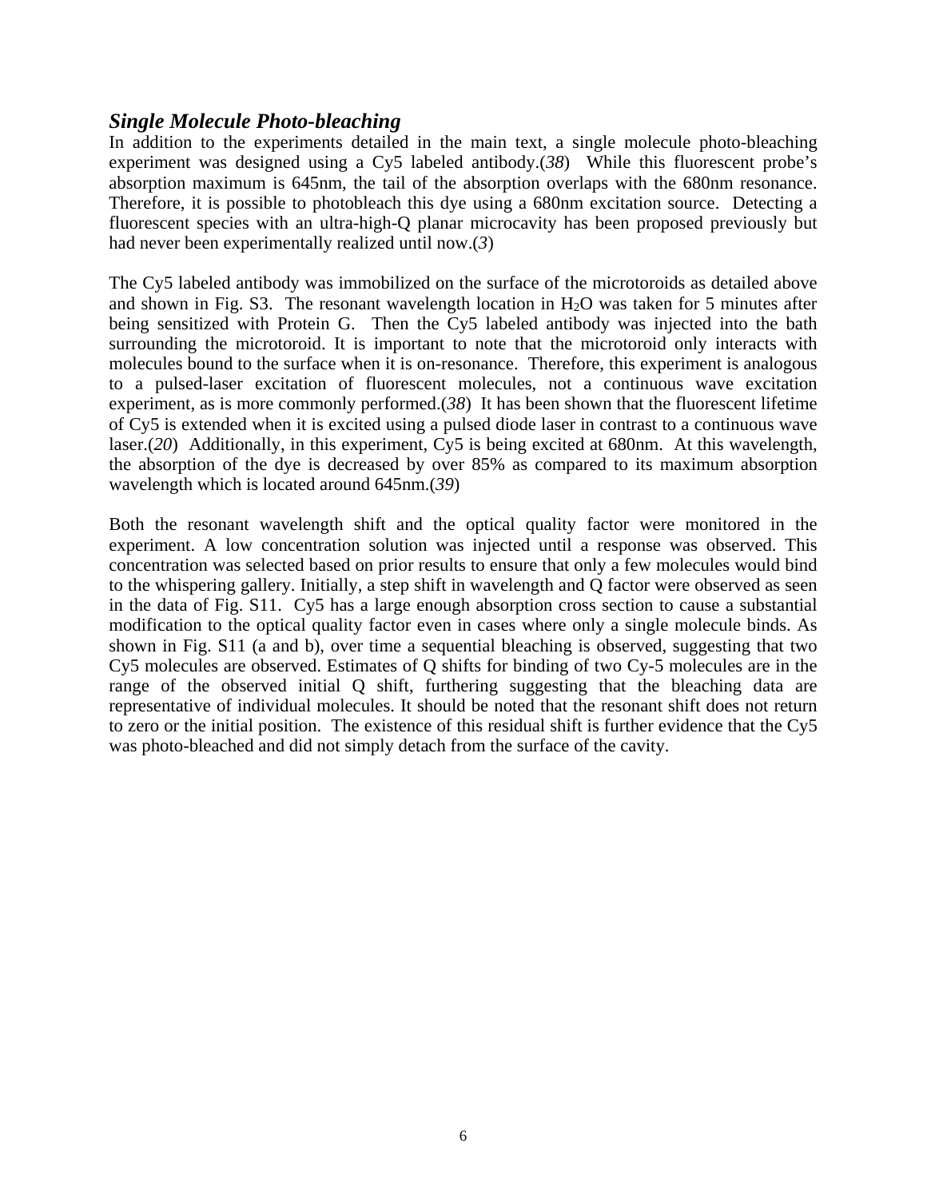### *Single Molecule Photo-bleaching*

In addition to the experiments detailed in the main text, a single molecule photo-bleaching experiment was designed using a Cy5 labeled antibody.(*38*) While this fluorescent probe's absorption maximum is 645nm, the tail of the absorption overlaps with the 680nm resonance. Therefore, it is possible to photobleach this dye using a 680nm excitation source. Detecting a fluorescent species with an ultra-high-Q planar microcavity has been proposed previously but had never been experimentally realized until now.(*3*)

The Cy5 labeled antibody was immobilized on the surface of the microtoroids as detailed above and shown in Fig. S3. The resonant wavelength location in $H_2O$ was taken for 5 minutes after being sensitized with Protein G. Then the Cy5 labeled antibody was injected into the bath surrounding the microtoroid. It is important to note that the microtoroid only interacts with molecules bound to the surface when it is on-resonance. Therefore, this experiment is analogous to a pulsed-laser excitation of fluorescent molecules, not a continuous wave excitation experiment, as is more commonly performed.(*38*) It has been shown that the fluorescent lifetime of Cy5 is extended when it is excited using a pulsed diode laser in contrast to a continuous wave laser.(*20*) Additionally, in this experiment, Cy5 is being excited at 680nm. At this wavelength, the absorption of the dye is decreased by over 85% as compared to its maximum absorption wavelength which is located around 645nm.(*39*)

Both the resonant wavelength shift and the optical quality factor were monitored in the experiment. A low concentration solution was injected until a response was observed. This concentration was selected based on prior results to ensure that only a few molecules would bind to the whispering gallery. Initially, a step shift in wavelength and Q factor were observed as seen in the data of Fig. S11. Cy5 has a large enough absorption cross section to cause a substantial modification to the optical quality factor even in cases where only a single molecule binds. As shown in Fig. S11 (a and b), over time a sequential bleaching is observed, suggesting that two Cy5 molecules are observed. Estimates of Q shifts for binding of two Cy-5 molecules are in the range of the observed initial Q shift, furthering suggesting that the bleaching data are representative of individual molecules. It should be noted that the resonant shift does not return to zero or the initial position. The existence of this residual shift is further evidence that the Cy5 was photo-bleached and did not simply detach from the surface of the cavity.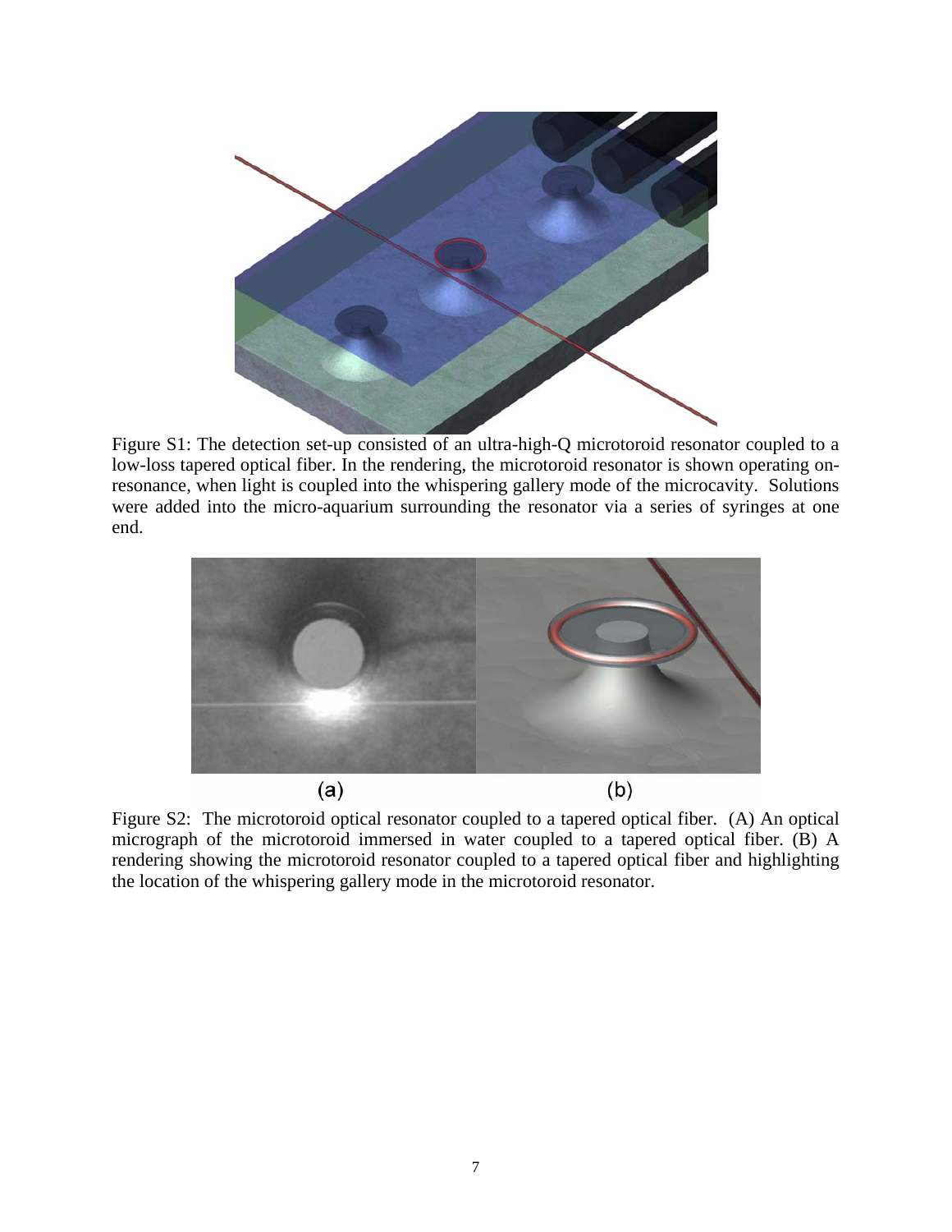Figure S1: The detection set-up consisted of an ultra-high-Q microtoroid resonator coupled to a low-loss tapered optical fiber. In the rendering, the microtoroid resonator is shown operating on-resonance, when light is coupled into the whispering gallery mode of the microcavity. Solutions were added into the micro-aquarium surrounding the resonator via a series of syringes at one end.

Figure S2: The microtoroid optical resonator coupled to a tapered optical fiber. (A) An optical micrograph of the microtoroid immersed in water coupled to a tapered optical fiber. (B) A rendering showing the microtoroid resonator coupled to a tapered optical fiber and highlighting the location of the whispering gallery mode in the microtoroid resonator.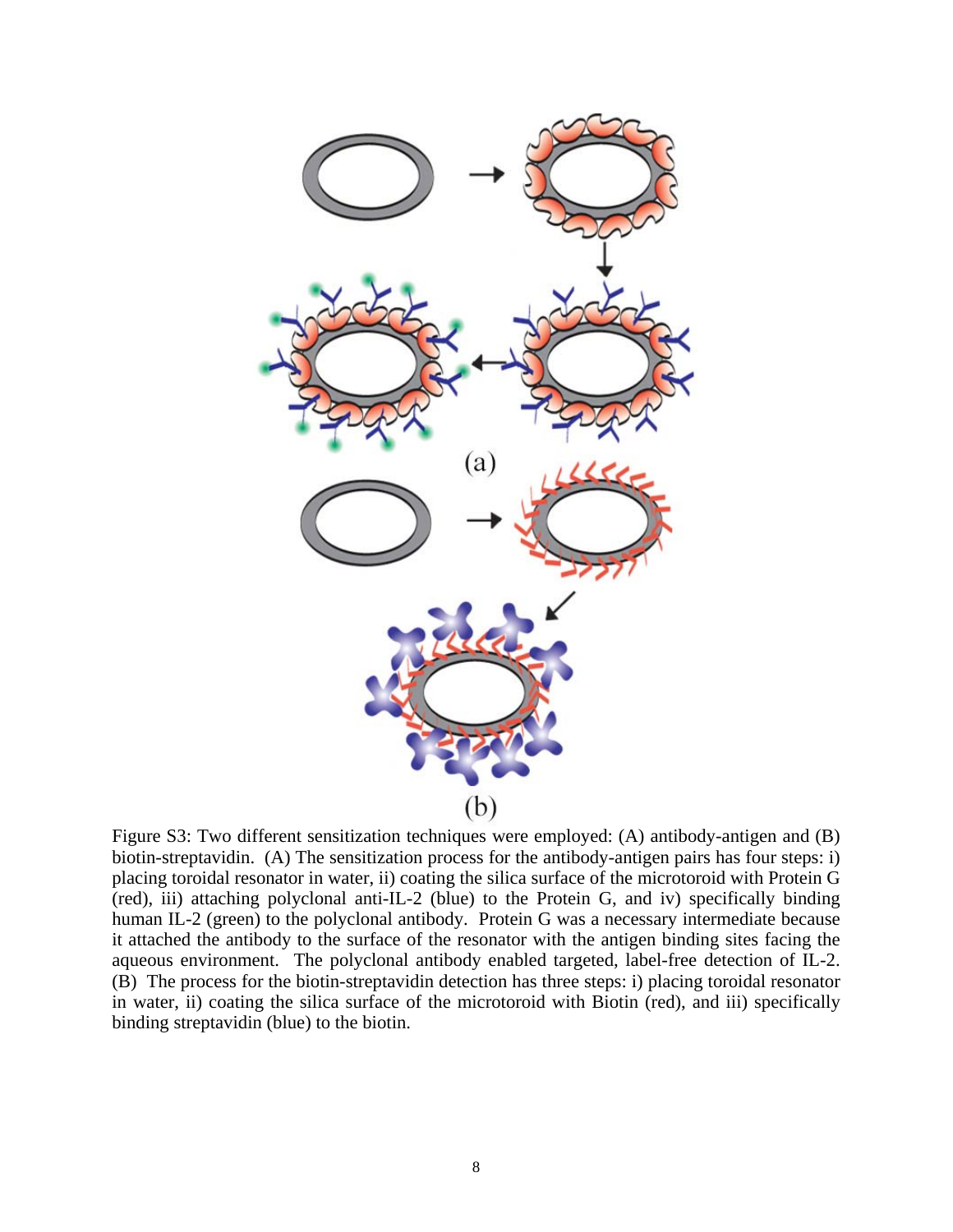(a)

(b)

Figure S3: Two different sensitization techniques were employed: (A) antibody-antigen and (B) biotin-streptavidin. (A) The sensitization process for the antibody-antigen pairs has four steps: i) placing toroidal resonator in water, ii) coating the silica surface of the microtoroid with Protein G (red), iii) attaching polyclonal anti-IL-2 (blue) to the Protein G, and iv) specifically binding human IL-2 (green) to the polyclonal antibody. Protein G was a necessary intermediate because it attached the antibody to the surface of the resonator with the antigen binding sites facing the aqueous environment. The polyclonal antibody enabled targeted, label-free detection of IL-2. (B) The process for the biotin-streptavidin detection has three steps: i) placing toroidal resonator in water, ii) coating the silica surface of the microtoroid with Biotin (red), and iii) specifically binding streptavidin (blue) to the biotin.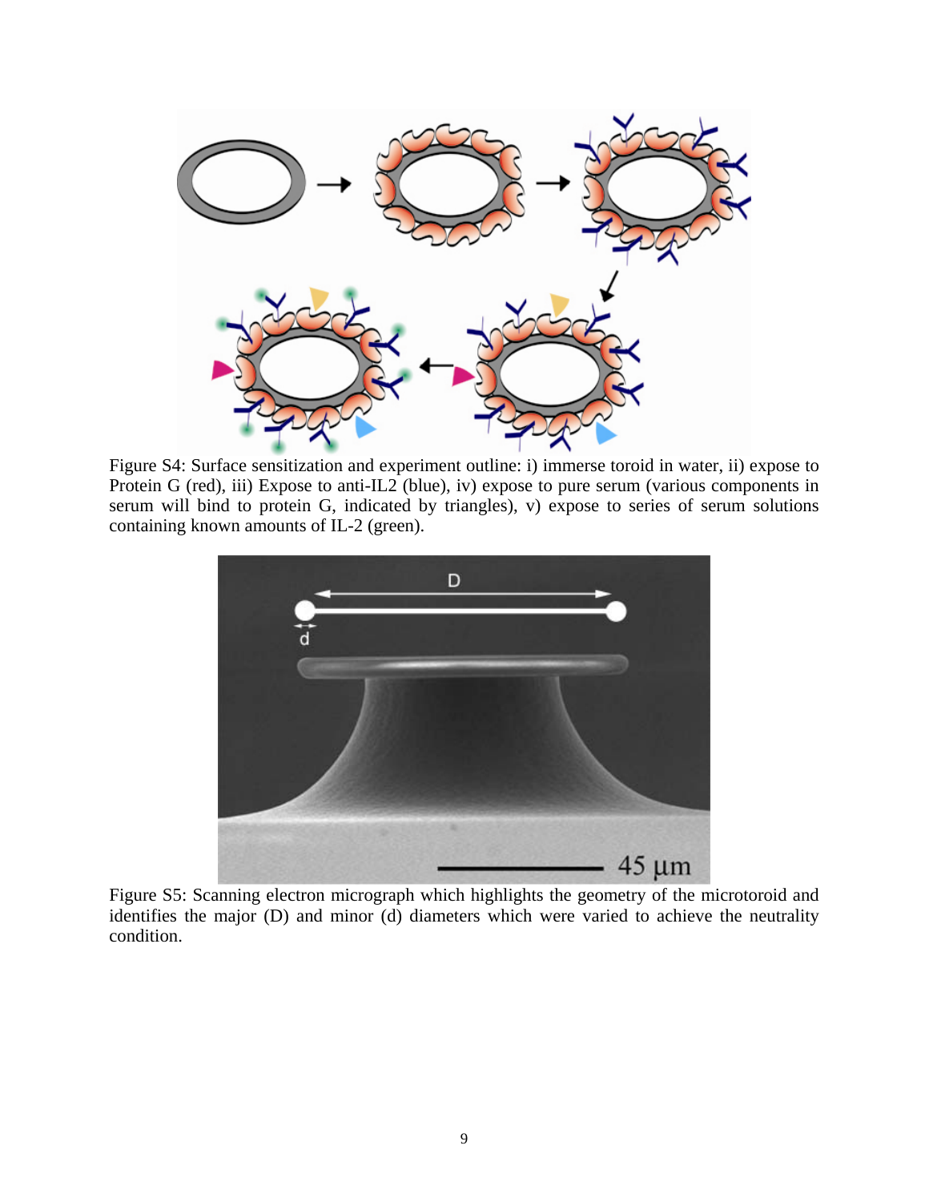Figure S4: Surface sensitization and experiment outline: i) immerse toroid in water, ii) expose to Protein G (red), iii) Expose to anti-IL2 (blue), iv) expose to pure serum (various components in serum will bind to protein G, indicated by triangles), v) expose to series of serum solutions containing known amounts of IL-2 (green).

Figure S5: Scanning electron micrograph which highlights the geometry of the microtoroid and identifies the major (D) and minor (d) diameters which were varied to achieve the neutrality condition.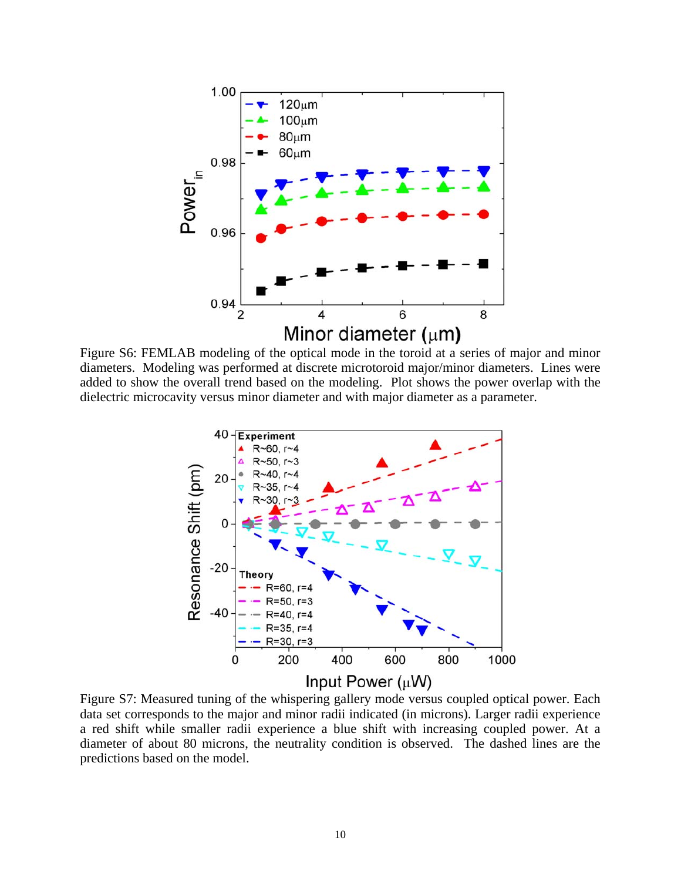Figure S6: FEMLAB modeling of the optical mode in the toroid at a series of major and minor diameters. Modeling was performed at discrete microtoroid major/minor diameters. Lines were added to show the overall trend based on the modeling. Plot shows the power overlap with the dielectric microcavity versus minor diameter and with major diameter as a parameter.

Figure S7: Measured tuning of the whispering gallery mode versus coupled optical power. Each data set corresponds to the major and minor radii indicated (in microns). Larger radii experience a red shift while smaller radii experience a blue shift with increasing coupled power. At a diameter of about 80 microns, the neutrality condition is observed. The dashed lines are the predictions based on the model.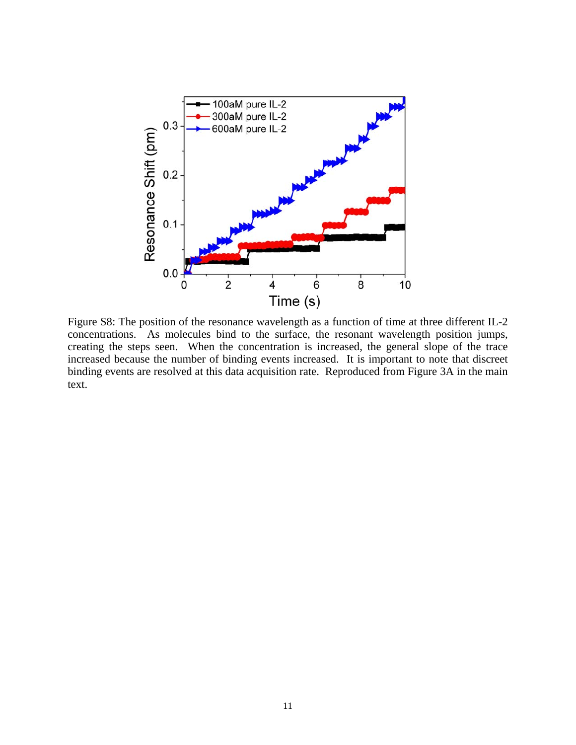Figure S8: The position of the resonance wavelength as a function of time at three different IL-2 concentrations. As molecules bind to the surface, the resonant wavelength position jumps, creating the steps seen. When the concentration is increased, the general slope of the trace increased because the number of binding events increased. It is important to note that discreet binding events are resolved at this data acquisition rate. Reproduced from Figure 3A in the main text.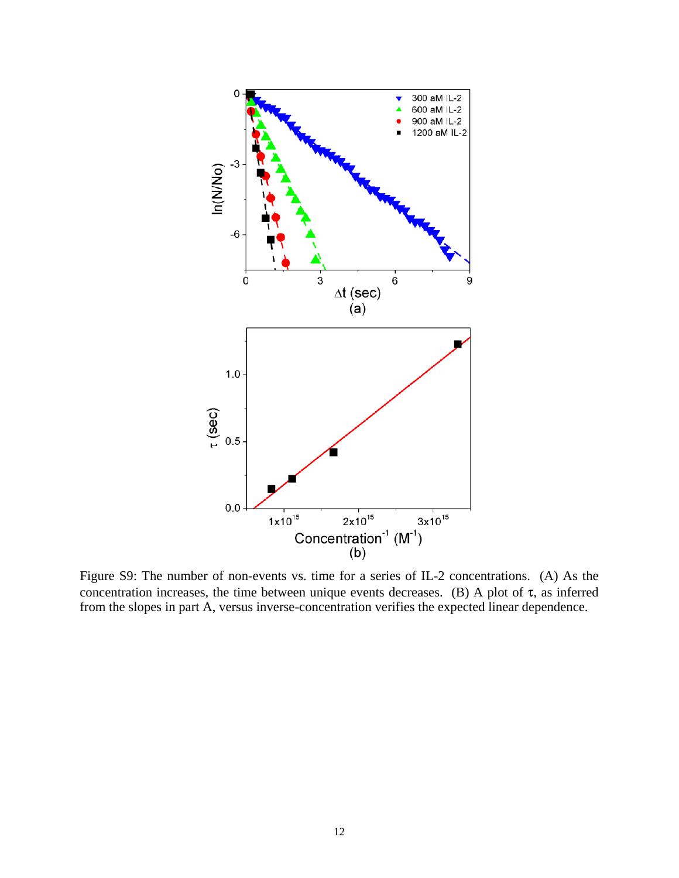Figure S9: The number of non-events vs. time for a series of IL-2 concentrations. (A) As the concentration increases, the time between unique events decreases. (B) A plot of $\tau$, as inferred from the slopes in part A, versus inverse-concentration verifies the expected linear dependence.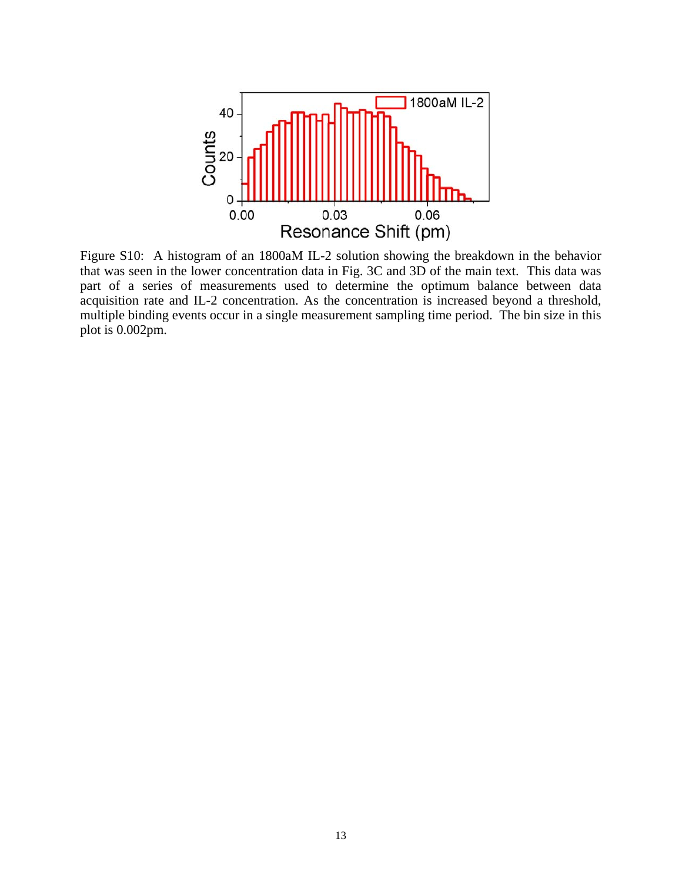Figure S10: A histogram of an 1800aM IL-2 solution showing the breakdown in the behavior that was seen in the lower concentration data in Fig. 3C and 3D of the main text. This data was part of a series of measurements used to determine the optimum balance between data acquisition rate and IL-2 concentration. As the concentration is increased beyond a threshold, multiple binding events occur in a single measurement sampling time period. The bin size in this plot is 0.002pm.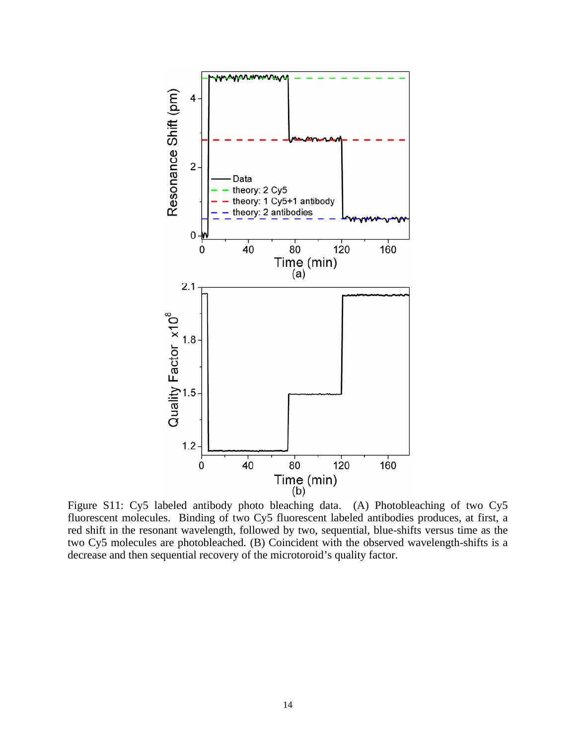Figure S11: Cy5 labeled antibody photo bleaching data. (A) Photobleaching of two Cy5 fluorescent molecules. Binding of two Cy5 fluorescent labeled antibodies produces, at first, a red shift in the resonant wavelength, followed by two, sequential, blue-shifts versus time as the two Cy5 molecules are photobleached. (B) Coincident with the observed wavelength-shifts is a decrease and then sequential recovery of the microtoroid's quality factor.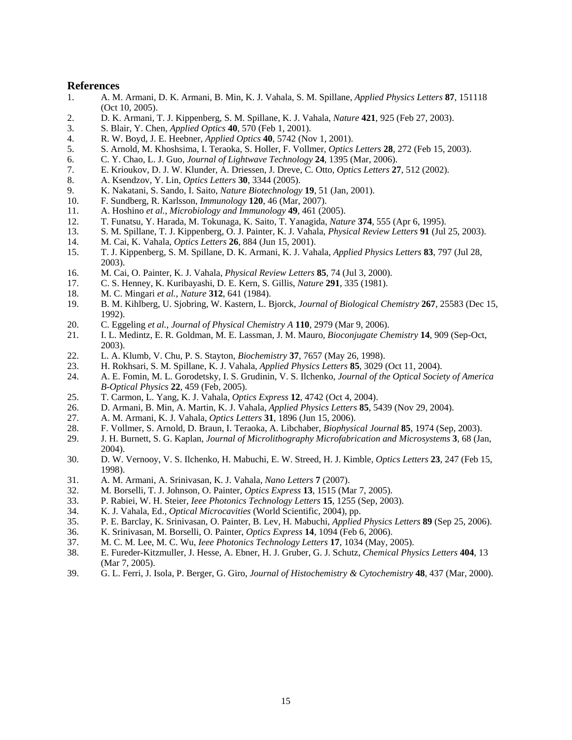## References

1. A. M. Armani, D. K. Armani, B. Min, K. J. Vahala, S. M. Spillane, *Applied Physics Letters* **87**, 151118 (Oct 10, 2005).
2. D. K. Armani, T. J. Kippenberg, S. M. Spillane, K. J. Vahala, *Nature* **421**, 925 (Feb 27, 2003).
3. S. Blair, Y. Chen, *Applied Optics* **40**, 570 (Feb 1, 2001).
4. R. W. Boyd, J. E. Heebner, *Applied Optics* **40**, 5742 (Nov 1, 2001).
5. S. Arnold, M. Khoshsima, I. Teraoka, S. Holler, F. Vollmer, *Optics Letters* **28**, 272 (Feb 15, 2003).
6. C. Y. Chao, L. J. Guo, *Journal of Lightwave Technology* **24**, 1395 (Mar, 2006).
7. E. Krioukov, D. J. W. Klunder, A. Driessen, J. Dreve, C. Otto, *Optics Letters* **27**, 512 (2002).
8. A. Ksendzov, Y. Lin, *Optics Letters* **30**, 3344 (2005).
9. K. Nakatani, S. Sando, I. Saito, *Nature Biotechnology* **19**, 51 (Jan, 2001).
10. F. Sundberg, R. Karlsson, *Immunology* **120**, 46 (Mar, 2007).
11. A. Hoshino *et al.*, *Microbiology and Immunology* **49**, 461 (2005).
12. T. Funatsu, Y. Harada, M. Tokunaga, K. Saito, T. Yanagida, *Nature* **374**, 555 (Apr 6, 1995).
13. S. M. Spillane, T. J. Kippenberg, O. J. Painter, K. J. Vahala, *Physical Review Letters* **91** (Jul 25, 2003).
14. M. Cai, K. Vahala, *Optics Letters* **26**, 884 (Jun 15, 2001).
15. T. J. Kippenberg, S. M. Spillane, D. K. Armani, K. J. Vahala, *Applied Physics Letters* **83**, 797 (Jul 28, 2003).
16. M. Cai, O. Painter, K. J. Vahala, *Physical Review Letters* **85**, 74 (Jul 3, 2000).
17. C. S. Henney, K. Kuribayashi, D. E. Kern, S. Gillis, *Nature* **291**, 335 (1981).
18. M. C. Mingari *et al.*, *Nature* **312**, 641 (1984).
19. B. M. Kihlberg, U. Sjobring, W. Kastern, L. Bjorck, *Journal of Biological Chemistry* **267**, 25583 (Dec 15, 1992).
20. C. Eggeling *et al.*, *Journal of Physical Chemistry A* **110**, 2979 (Mar 9, 2006).
21. I. L. Medintz, E. R. Goldman, M. E. Lassman, J. M. Mauro, *Bioconjugate Chemistry* **14**, 909 (Sep-Oct, 2003).
22. L. A. Klumb, V. Chu, P. S. Stayton, *Biochemistry* **37**, 7657 (May 26, 1998).
23. H. Rokhsari, S. M. Spillane, K. J. Vahala, *Applied Physics Letters* **85**, 3029 (Oct 11, 2004).
24. A. E. Fomin, M. L. Gorodetsky, I. S. Grudinin, V. S. Ilchenko, *Journal of the Optical Society of America B-Optical Physics* **22**, 459 (Feb, 2005).
25. T. Carmon, L. Yang, K. J. Vahala, *Optics Express* **12**, 4742 (Oct 4, 2004).
26. D. Armani, B. Min, A. Martin, K. J. Vahala, *Applied Physics Letters* **85**, 5439 (Nov 29, 2004).
27. A. M. Armani, K. J. Vahala, *Optics Letters* **31**, 1896 (Jun 15, 2006).
28. F. Vollmer, S. Arnold, D. Braun, I. Teraoka, A. Libchaber, *Biophysical Journal* **85**, 1974 (Sep, 2003).
29. J. H. Burnett, S. G. Kaplan, *Journal of Microlithography Microfabrication and Microsystems* **3**, 68 (Jan, 2004).
30. D. W. Vernooy, V. S. Ilchenko, H. Mabuchi, E. W. Streed, H. J. Kimble, *Optics Letters* **23**, 247 (Feb 15, 1998).
31. A. M. Armani, A. Srinivasan, K. J. Vahala, *Nano Letters* **7** (2007).
32. M. Borselli, T. J. Johnson, O. Painter, *Optics Express* **13**, 1515 (Mar 7, 2005).
33. P. Rabiei, W. H. Steier, *Ieee Photonics Technology Letters* **15**, 1255 (Sep, 2003).
34. K. J. Vahala, Ed., *Optical Microcavities* (World Scientific, 2004), pp.
35. P. E. Barclay, K. Srinivasan, O. Painter, B. Lev, H. Mabuchi, *Applied Physics Letters* **89** (Sep 25, 2006).
36. K. Srinivasan, M. Borselli, O. Painter, *Optics Express* **14**, 1094 (Feb 6, 2006).
37. M. C. M. Lee, M. C. Wu, *Ieee Photonics Technology Letters* **17**, 1034 (May, 2005).
38. E. Fureder-Kitzmuller, J. Hesse, A. Ebner, H. J. Gruber, G. J. Schutz, *Chemical Physics Letters* **404**, 13 (Mar 7, 2005).
39. G. L. Ferri, J. Isola, P. Berger, G. Giro, *Journal of Histochemistry & Cytochemistry* **48**, 437 (Mar, 2000).